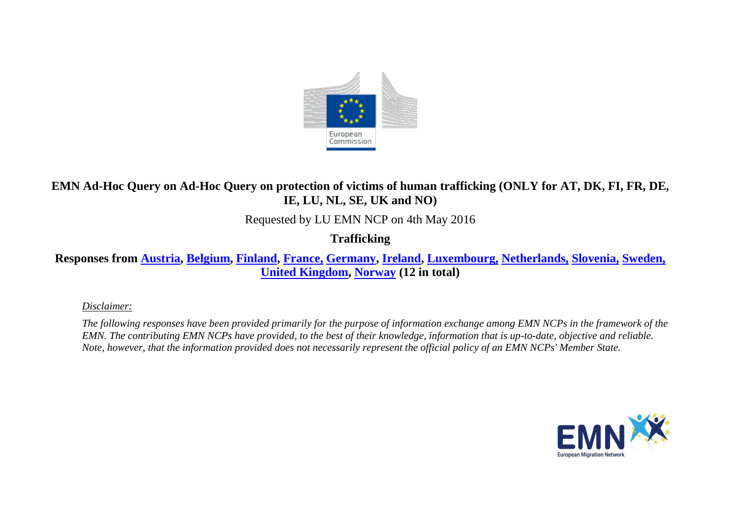# EMN Ad-Hoc Query on Ad-Hoc Query on protection of victims of human trafficking (ONLY for AT, DK, FI, FR, DE, IE, LU, NL, SE, UK and NO)

Requested by LU EMN NCP on 4th May 2016

**Trafficking**

**Responses from Austria, Belgium, Finland, France, Germany, Ireland, Luxembourg, Netherlands, Slovenia, Sweden, United Kingdom, Norway (12 in total)**

*Disclaimer:*

*The following responses have been provided primarily for the purpose of information exchange among EMN NCPs in the framework of the EMN. The contributing EMN NCPs have provided, to the best of their knowledge, information that is up-to-date, objective and reliable. Note, however, that the information provided does not necessarily represent the official policy of an EMN NCPs' Member State.*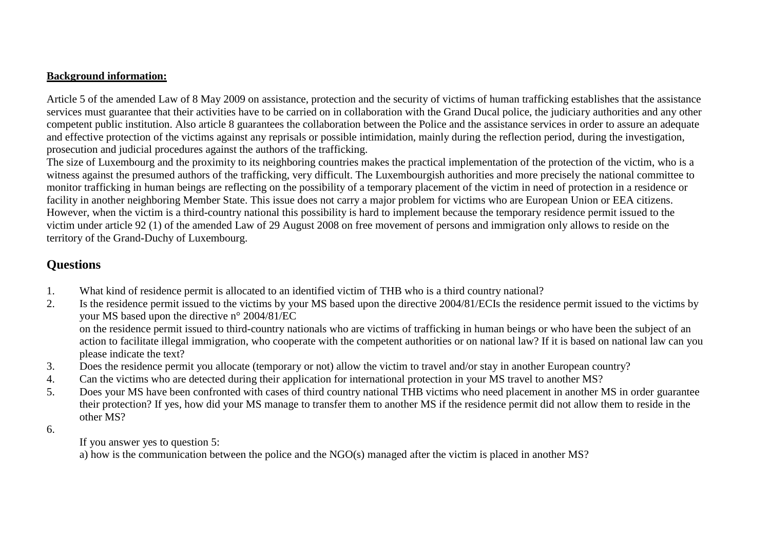**Background information:**

Article 5 of the amended Law of 8 May 2009 on assistance, protection and the security of victims of human trafficking establishes that the assistance services must guarantee that their activities have to be carried on in collaboration with the Grand Ducal police, the judiciary authorities and any other competent public institution. Also article 8 guarantees the collaboration between the Police and the assistance services in order to assure an adequate and effective protection of the victims against any reprisals or possible intimidation, mainly during the reflection period, during the investigation, prosecution and judicial procedures against the authors of the trafficking.
The size of Luxembourg and the proximity to its neighboring countries makes the practical implementation of the protection of the victim, who is a witness against the presumed authors of the trafficking, very difficult. The Luxembourgish authorities and more precisely the national committee to monitor trafficking in human beings are reflecting on the possibility of a temporary placement of the victim in need of protection in a residence or facility in another neighboring Member State. This issue does not carry a major problem for victims who are European Union or EEA citizens. However, when the victim is a third-country national this possibility is hard to implement because the temporary residence permit issued to the victim under article 92 (1) of the amended Law of 29 August 2008 on free movement of persons and immigration only allows to reside on the territory of the Grand-Duchy of Luxembourg.

## Questions

1. What kind of residence permit is allocated to an identified victim of THB who is a third country national?
2. Is the residence permit issued to the victims by your MS based upon the directive 2004/81/ECIs the residence permit issued to the victims by your MS based upon the directive n° 2004/81/EC
   on the residence permit issued to third-country nationals who are victims of trafficking in human beings or who have been the subject of an action to facilitate illegal immigration, who cooperate with the competent authorities or on national law? If it is based on national law can you please indicate the text?
3. Does the residence permit you allocate (temporary or not) allow the victim to travel and/or stay in another European country?
4. Can the victims who are detected during their application for international protection in your MS travel to another MS?
5. Does your MS have been confronted with cases of third country national THB victims who need placement in another MS in order guarantee their protection? If yes, how did your MS manage to transfer them to another MS if the residence permit did not allow them to reside in the other MS?
6. 
   If you answer yes to question 5:
   a) how is the communication between the police and the NGO(s) managed after the victim is placed in another MS?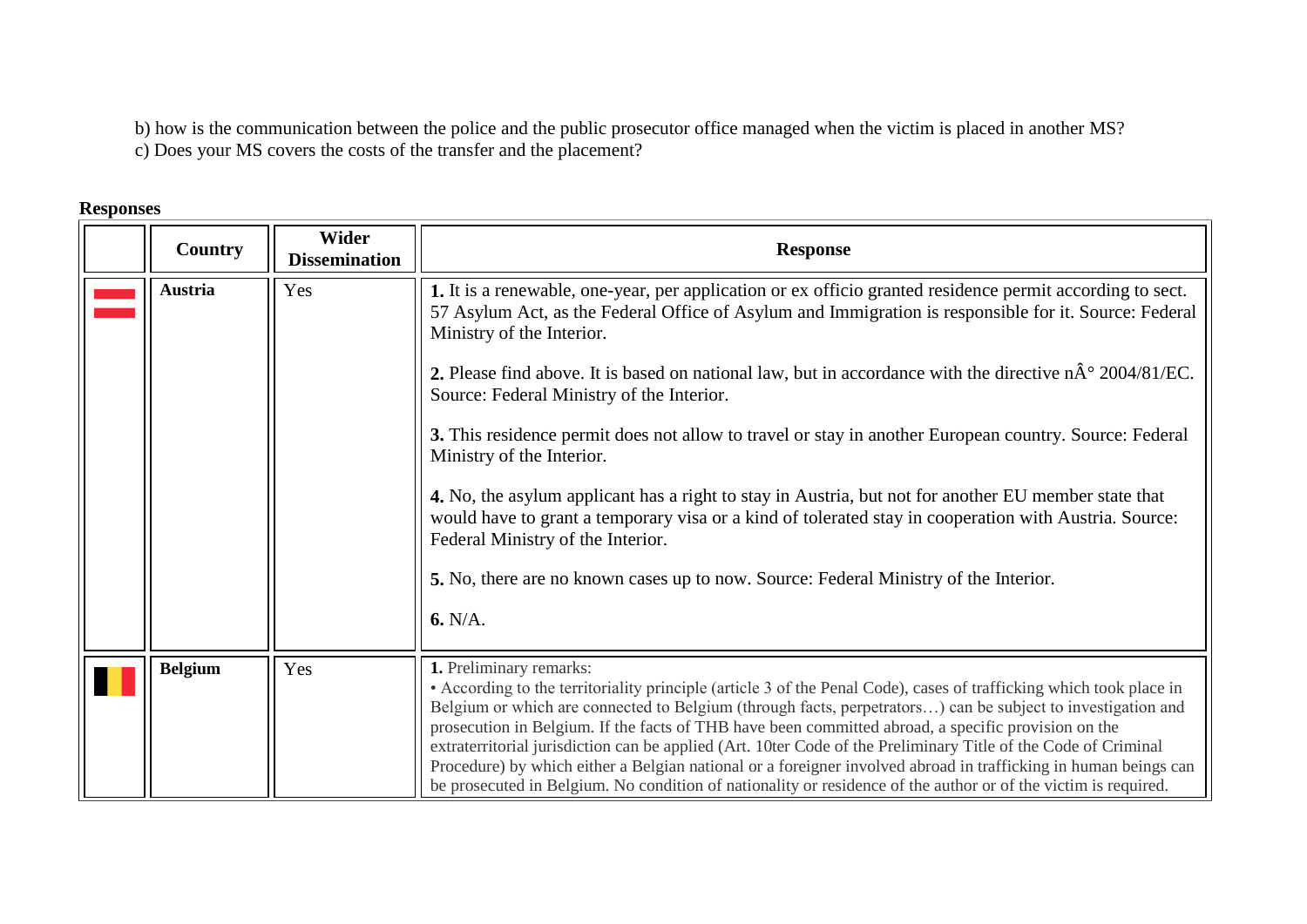b) how is the communication between the police and the public prosecutor office managed when the victim is placed in another MS?
c) Does your MS covers the costs of the transfer and the placement?

**Responses**

| | Country | Wider Dissemination | Response |
|---|---|---|---|
| | **Austria** | Yes | **1.** It is a renewable, one-year, per application or ex officio granted residence permit according to sect. 57 Asylum Act, as the Federal Office of Asylum and Immigration is responsible for it. Source: Federal Ministry of the Interior.<br><br>**2.** Please find above. It is based on national law, but in accordance with the directive nÂ° 2004/81/EC. Source: Federal Ministry of the Interior.<br><br>**3.** This residence permit does not allow to travel or stay in another European country. Source: Federal Ministry of the Interior.<br><br>**4.** No, the asylum applicant has a right to stay in Austria, but not for another EU member state that would have to grant a temporary visa or a kind of tolerated stay in cooperation with Austria. Source: Federal Ministry of the Interior.<br><br>**5.** No, there are no known cases up to now. Source: Federal Ministry of the Interior.<br><br>**6.** N/A. |
| | **Belgium** | Yes | **1.** Preliminary remarks:<br>• According to the territoriality principle (article 3 of the Penal Code), cases of trafficking which took place in Belgium or which are connected to Belgium (through facts, perpetrators…) can be subject to investigation and prosecution in Belgium. If the facts of THB have been committed abroad, a specific provision on the extraterritorial jurisdiction can be applied (Art. 10ter Code of the Preliminary Title of the Code of Criminal Procedure) by which either a Belgian national or a foreigner involved abroad in trafficking in human beings can be prosecuted in Belgium. No condition of nationality or residence of the author or of the victim is required. |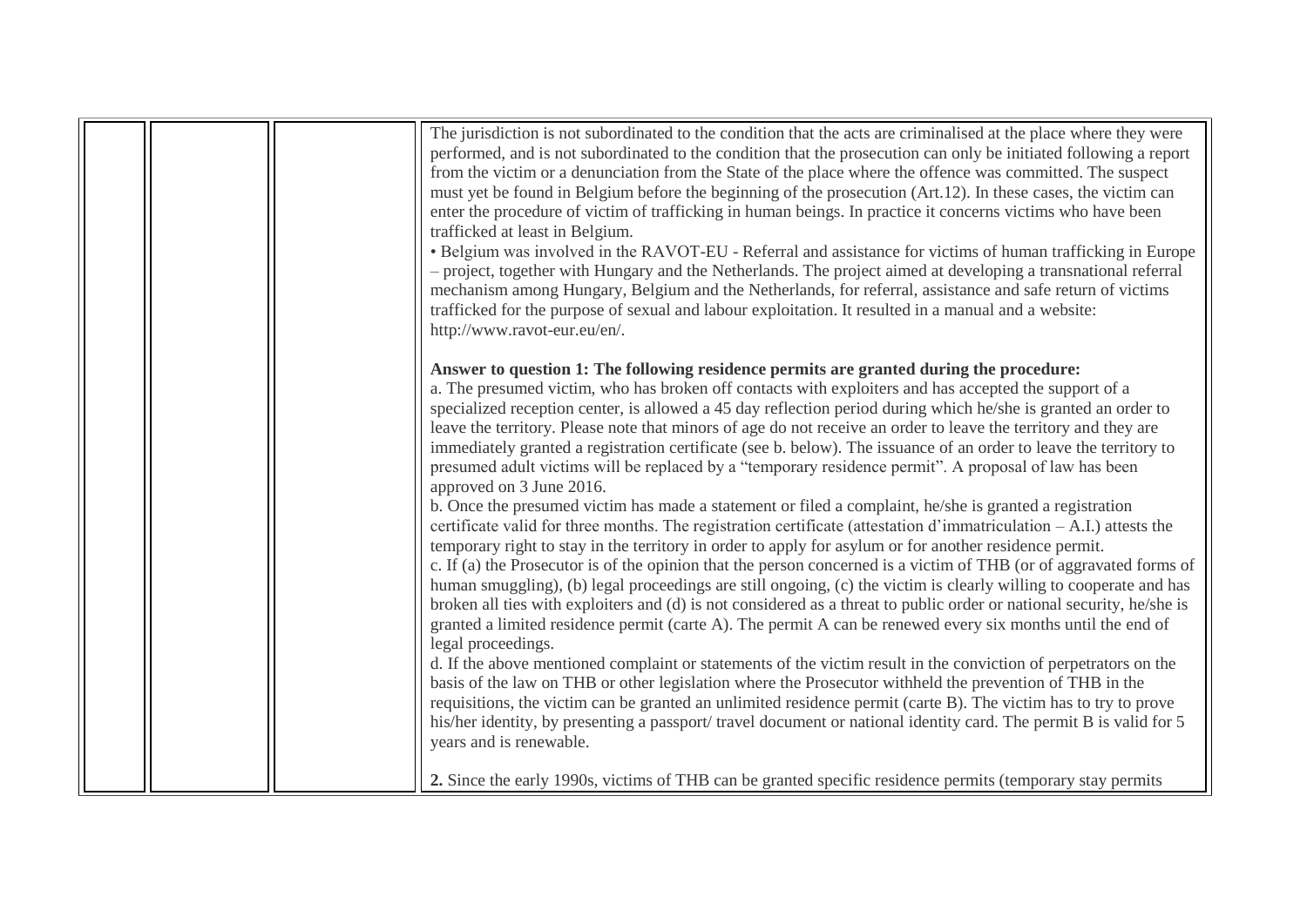| | | | |
|---|---|---|---|
| | | | The jurisdiction is not subordinated to the condition that the acts are criminalised at the place where they were performed, and is not subordinated to the condition that the prosecution can only be initiated following a report from the victim or a denunciation from the State of the place where the offence was committed. The suspect must yet be found in Belgium before the beginning of the prosecution (Art.12). In these cases, the victim can enter the procedure of victim of trafficking in human beings. In practice it concerns victims who have been trafficked at least in Belgium.<br>• Belgium was involved in the RAVOT-EU - Referral and assistance for victims of human trafficking in Europe – project, together with Hungary and the Netherlands. The project aimed at developing a transnational referral mechanism among Hungary, Belgium and the Netherlands, for referral, assistance and safe return of victims trafficked for the purpose of sexual and labour exploitation. It resulted in a manual and a website: http://www.ravot-eur.eu/en/.<br><br>**Answer to question 1: The following residence permits are granted during the procedure:**<br>a. The presumed victim, who has broken off contacts with exploiters and has accepted the support of a specialized reception center, is allowed a 45 day reflection period during which he/she is granted an order to leave the territory. Please note that minors of age do not receive an order to leave the territory and they are immediately granted a registration certificate (see b. below). The issuance of an order to leave the territory to presumed adult victims will be replaced by a "temporary residence permit". A proposal of law has been approved on 3 June 2016.<br>b. Once the presumed victim has made a statement or filed a complaint, he/she is granted a registration certificate valid for three months. The registration certificate (attestation d'immatriculation – A.I.) attests the temporary right to stay in the territory in order to apply for asylum or for another residence permit.<br>c. If (a) the Prosecutor is of the opinion that the person concerned is a victim of THB (or of aggravated forms of human smuggling), (b) legal proceedings are still ongoing, (c) the victim is clearly willing to cooperate and has broken all ties with exploiters and (d) is not considered as a threat to public order or national security, he/she is granted a limited residence permit (carte A). The permit A can be renewed every six months until the end of legal proceedings.<br>d. If the above mentioned complaint or statements of the victim result in the conviction of perpetrators on the basis of the law on THB or other legislation where the Prosecutor withheld the prevention of THB in the requisitions, the victim can be granted an unlimited residence permit (carte B). The victim has to try to prove his/her identity, by presenting a passport/ travel document or national identity card. The permit B is valid for 5 years and is renewable.<br><br>**2.** Since the early 1990s, victims of THB can be granted specific residence permits (temporary stay permits |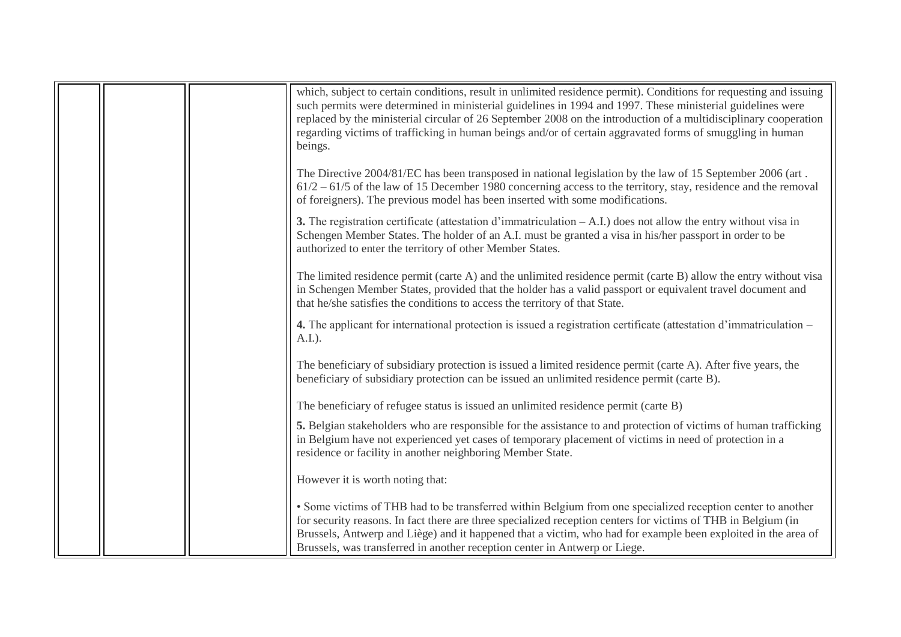|  |  |  | which, subject to certain conditions, result in unlimited residence permit). Conditions for requesting and issuing such permits were determined in ministerial guidelines in 1994 and 1997. These ministerial guidelines were replaced by the ministerial circular of 26 September 2008 on the introduction of a multidisciplinary cooperation regarding victims of trafficking in human beings and/or of certain aggravated forms of smuggling in human beings.<br><br>The Directive 2004/81/EC has been transposed in national legislation by the law of 15 September 2006 (art . 61/2 – 61/5 of the law of 15 December 1980 concerning access to the territory, stay, residence and the removal of foreigners). The previous model has been inserted with some modifications.<br><br>**3.** The registration certificate (attestation d'immatriculation – A.I.) does not allow the entry without visa in Schengen Member States. The holder of an A.I. must be granted a visa in his/her passport in order to be authorized to enter the territory of other Member States.<br><br>The limited residence permit (carte A) and the unlimited residence permit (carte B) allow the entry without visa in Schengen Member States, provided that the holder has a valid passport or equivalent travel document and that he/she satisfies the conditions to access the territory of that State.<br><br>**4.** The applicant for international protection is issued a registration certificate (attestation d'immatriculation – A.I.).<br><br>The beneficiary of subsidiary protection is issued a limited residence permit (carte A). After five years, the beneficiary of subsidiary protection can be issued an unlimited residence permit (carte B).<br><br>The beneficiary of refugee status is issued an unlimited residence permit (carte B)<br><br>**5.** Belgian stakeholders who are responsible for the assistance to and protection of victims of human trafficking in Belgium have not experienced yet cases of temporary placement of victims in need of protection in a residence or facility in another neighboring Member State.<br><br>However it is worth noting that:<br><br>• Some victims of THB had to be transferred within Belgium from one specialized reception center to another for security reasons. In fact there are three specialized reception centers for victims of THB in Belgium (in Brussels, Antwerp and Liège) and it happened that a victim, who had for example been exploited in the area of Brussels, was transferred in another reception center in Antwerp or Liege. |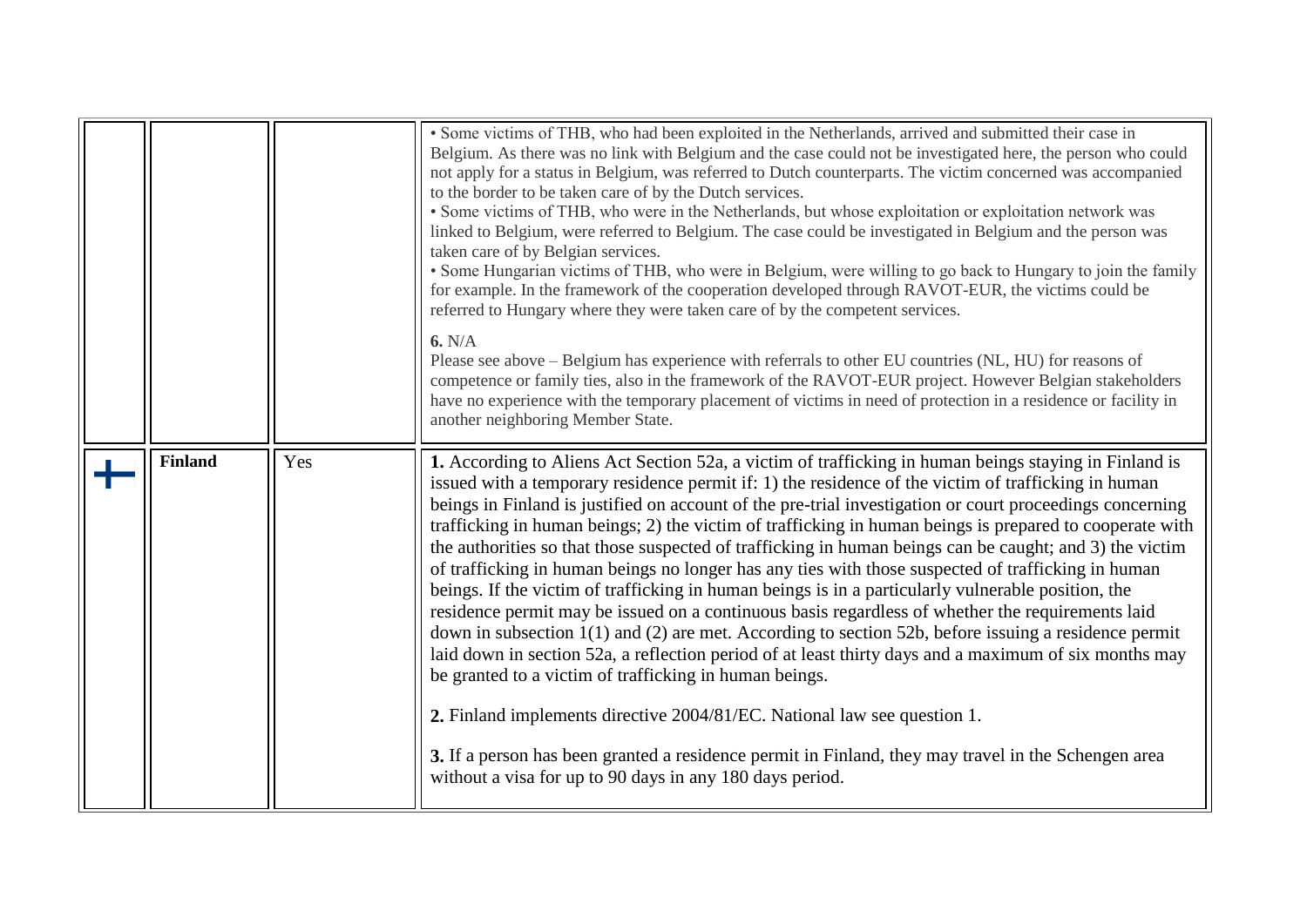| | | | |
|---|---|---|---|
| | | | • Some victims of THB, who had been exploited in the Netherlands, arrived and submitted their case in Belgium. As there was no link with Belgium and the case could not be investigated here, the person who could not apply for a status in Belgium, was referred to Dutch counterparts. The victim concerned was accompanied to the border to be taken care of by the Dutch services.<br>• Some victims of THB, who were in the Netherlands, but whose exploitation or exploitation network was linked to Belgium, were referred to Belgium. The case could be investigated in Belgium and the person was taken care of by Belgian services.<br>• Some Hungarian victims of THB, who were in Belgium, were willing to go back to Hungary to join the family for example. In the framework of the cooperation developed through RAVOT-EUR, the victims could be referred to Hungary where they were taken care of by the competent services.<br><br>**6.** N/A<br>Please see above – Belgium has experience with referrals to other EU countries (NL, HU) for reasons of competence or family ties, also in the framework of the RAVOT-EUR project. However Belgian stakeholders have no experience with the temporary placement of victims in need of protection in a residence or facility in another neighboring Member State. |
| | **Finland** | Yes | **1.** According to Aliens Act Section 52a, a victim of trafficking in human beings staying in Finland is issued with a temporary residence permit if: 1) the residence of the victim of trafficking in human beings in Finland is justified on account of the pre-trial investigation or court proceedings concerning trafficking in human beings; 2) the victim of trafficking in human beings is prepared to cooperate with the authorities so that those suspected of trafficking in human beings can be caught; and 3) the victim of trafficking in human beings no longer has any ties with those suspected of trafficking in human beings. If the victim of trafficking in human beings is in a particularly vulnerable position, the residence permit may be issued on a continuous basis regardless of whether the requirements laid down in subsection 1(1) and (2) are met. According to section 52b, before issuing a residence permit laid down in section 52a, a reflection period of at least thirty days and a maximum of six months may be granted to a victim of trafficking in human beings.<br><br>**2.** Finland implements directive 2004/81/EC. National law see question 1.<br><br>**3.** If a person has been granted a residence permit in Finland, they may travel in the Schengen area without a visa for up to 90 days in any 180 days period. |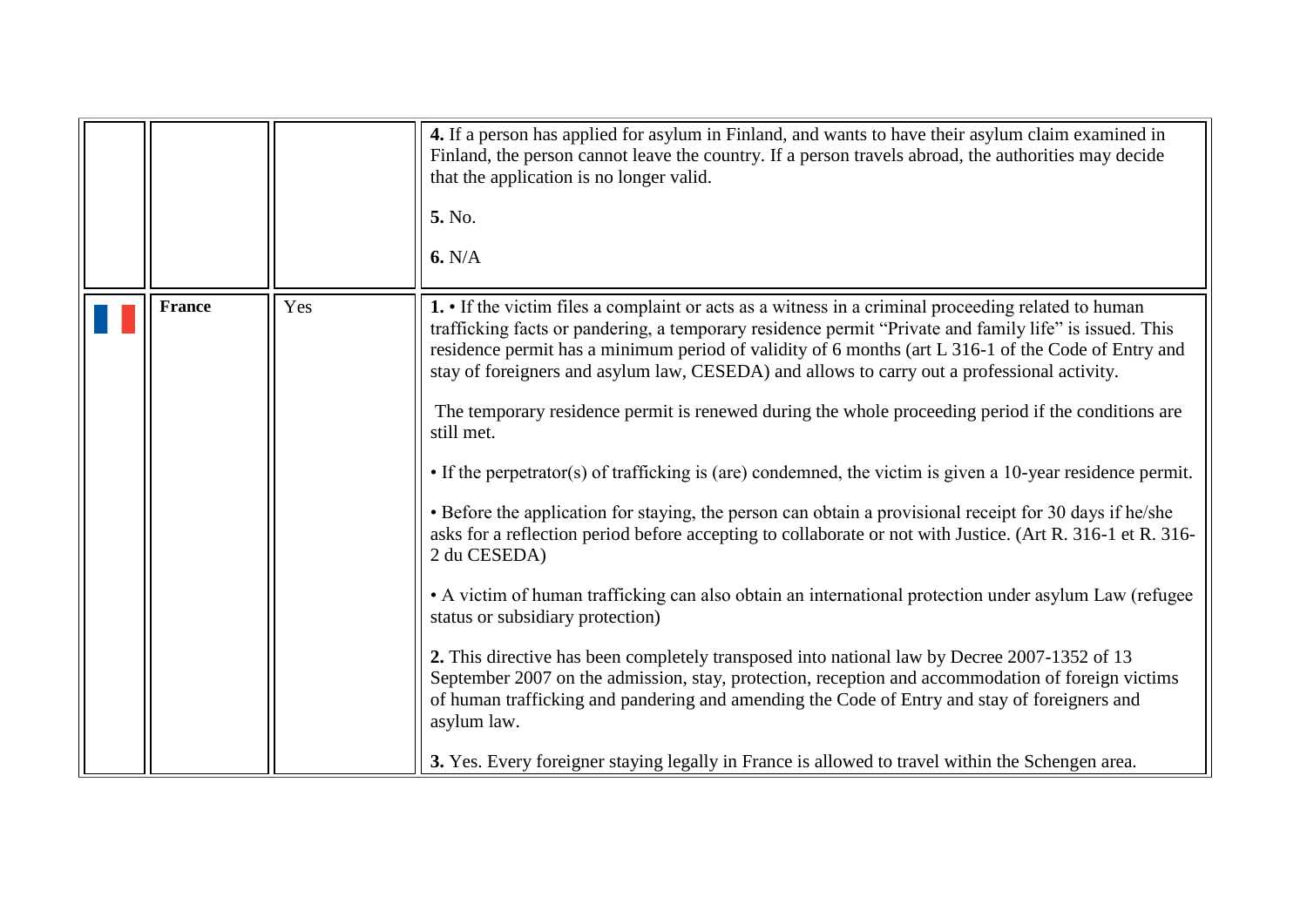| | | | |
|---|---|---|---|
| | | | **4.** If a person has applied for asylum in Finland, and wants to have their asylum claim examined in Finland, the person cannot leave the country. If a person travels abroad, the authorities may decide that the application is no longer valid.<br><br>**5.** No.<br><br>**6.** N/A |
| | **France** | Yes | **1.** • If the victim files a complaint or acts as a witness in a criminal proceeding related to human trafficking facts or pandering, a temporary residence permit "Private and family life" is issued. This residence permit has a minimum period of validity of 6 months (art L 316-1 of the Code of Entry and stay of foreigners and asylum law, CESEDA) and allows to carry out a professional activity.<br><br>The temporary residence permit is renewed during the whole proceeding period if the conditions are still met.<br><br>• If the perpetrator(s) of trafficking is (are) condemned, the victim is given a 10-year residence permit.<br><br>• Before the application for staying, the person can obtain a provisional receipt for 30 days if he/she asks for a reflection period before accepting to collaborate or not with Justice. (Art R. 316-1 et R. 316-2 du CESEDA)<br><br>• A victim of human trafficking can also obtain an international protection under asylum Law (refugee status or subsidiary protection)<br><br>**2.** This directive has been completely transposed into national law by Decree 2007-1352 of 13 September 2007 on the admission, stay, protection, reception and accommodation of foreign victims of human trafficking and pandering and amending the Code of Entry and stay of foreigners and asylum law.<br><br>**3.** Yes. Every foreigner staying legally in France is allowed to travel within the Schengen area. |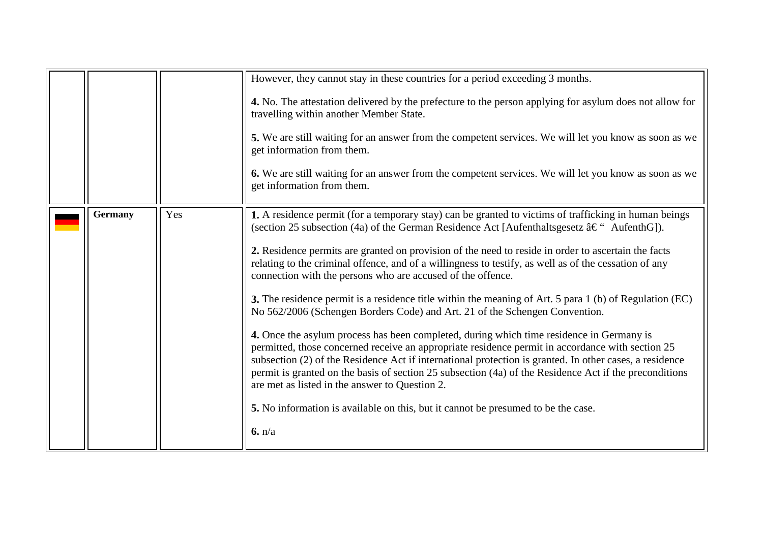| | | | |
|---|---|---|---|
| | | | However, they cannot stay in these countries for a period exceeding 3 months.<br><br>**4.** No. The attestation delivered by the prefecture to the person applying for asylum does not allow for travelling within another Member State.<br><br>**5.** We are still waiting for an answer from the competent services. We will let you know as soon as we get information from them.<br><br>**6.** We are still waiting for an answer from the competent services. We will let you know as soon as we get information from them. |
| | **Germany** | Yes | **1.** A residence permit (for a temporary stay) can be granted to victims of trafficking in human beings (section 25 subsection (4a) of the German Residence Act [Aufenthaltsgesetz â€“ AufenthG]).<br><br>**2.** Residence permits are granted on provision of the need to reside in order to ascertain the facts relating to the criminal offence, and of a willingness to testify, as well as of the cessation of any connection with the persons who are accused of the offence.<br><br>**3.** The residence permit is a residence title within the meaning of Art. 5 para 1 (b) of Regulation (EC) No 562/2006 (Schengen Borders Code) and Art. 21 of the Schengen Convention.<br><br>**4.** Once the asylum process has been completed, during which time residence in Germany is permitted, those concerned receive an appropriate residence permit in accordance with section 25 subsection (2) of the Residence Act if international protection is granted. In other cases, a residence permit is granted on the basis of section 25 subsection (4a) of the Residence Act if the preconditions are met as listed in the answer to Question 2.<br><br>**5.** No information is available on this, but it cannot be presumed to be the case.<br><br>**6.** n/a |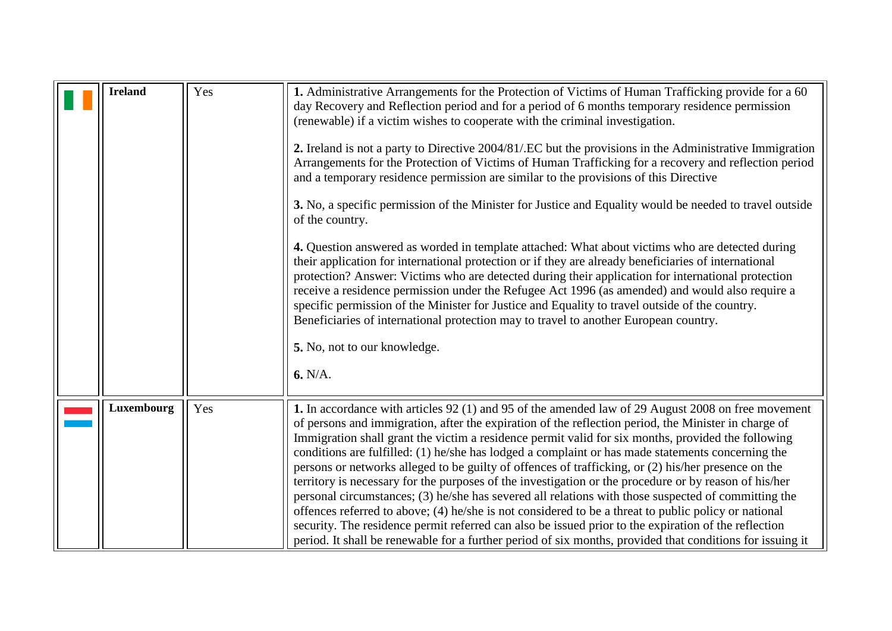|  | **Ireland** | Yes | **1.** Administrative Arrangements for the Protection of Victims of Human Trafficking provide for a 60 day Recovery and Reflection period and for a period of 6 months temporary residence permission (renewable) if a victim wishes to cooperate with the criminal investigation.<br><br>**2.** Ireland is not a party to Directive 2004/81/.EC but the provisions in the Administrative Immigration Arrangements for the Protection of Victims of Human Trafficking for a recovery and reflection period and a temporary residence permission are similar to the provisions of this Directive<br><br>**3.** No, a specific permission of the Minister for Justice and Equality would be needed to travel outside of the country.<br><br>**4.** Question answered as worded in template attached: What about victims who are detected during their application for international protection or if they are already beneficiaries of international protection? Answer: Victims who are detected during their application for international protection receive a residence permission under the Refugee Act 1996 (as amended) and would also require a specific permission of the Minister for Justice and Equality to travel outside of the country. Beneficiaries of international protection may to travel to another European country.<br><br>**5.** No, not to our knowledge.<br><br>**6.** N/A. |
|---|---|---|---|
|  | **Luxembourg** | Yes | **1.** In accordance with articles 92 (1) and 95 of the amended law of 29 August 2008 on free movement of persons and immigration, after the expiration of the reflection period, the Minister in charge of Immigration shall grant the victim a residence permit valid for six months, provided the following conditions are fulfilled: (1) he/she has lodged a complaint or has made statements concerning the persons or networks alleged to be guilty of offences of trafficking, or (2) his/her presence on the territory is necessary for the purposes of the investigation or the procedure or by reason of his/her personal circumstances; (3) he/she has severed all relations with those suspected of committing the offences referred to above; (4) he/she is not considered to be a threat to public policy or national security. The residence permit referred can also be issued prior to the expiration of the reflection period. It shall be renewable for a further period of six months, provided that conditions for issuing it |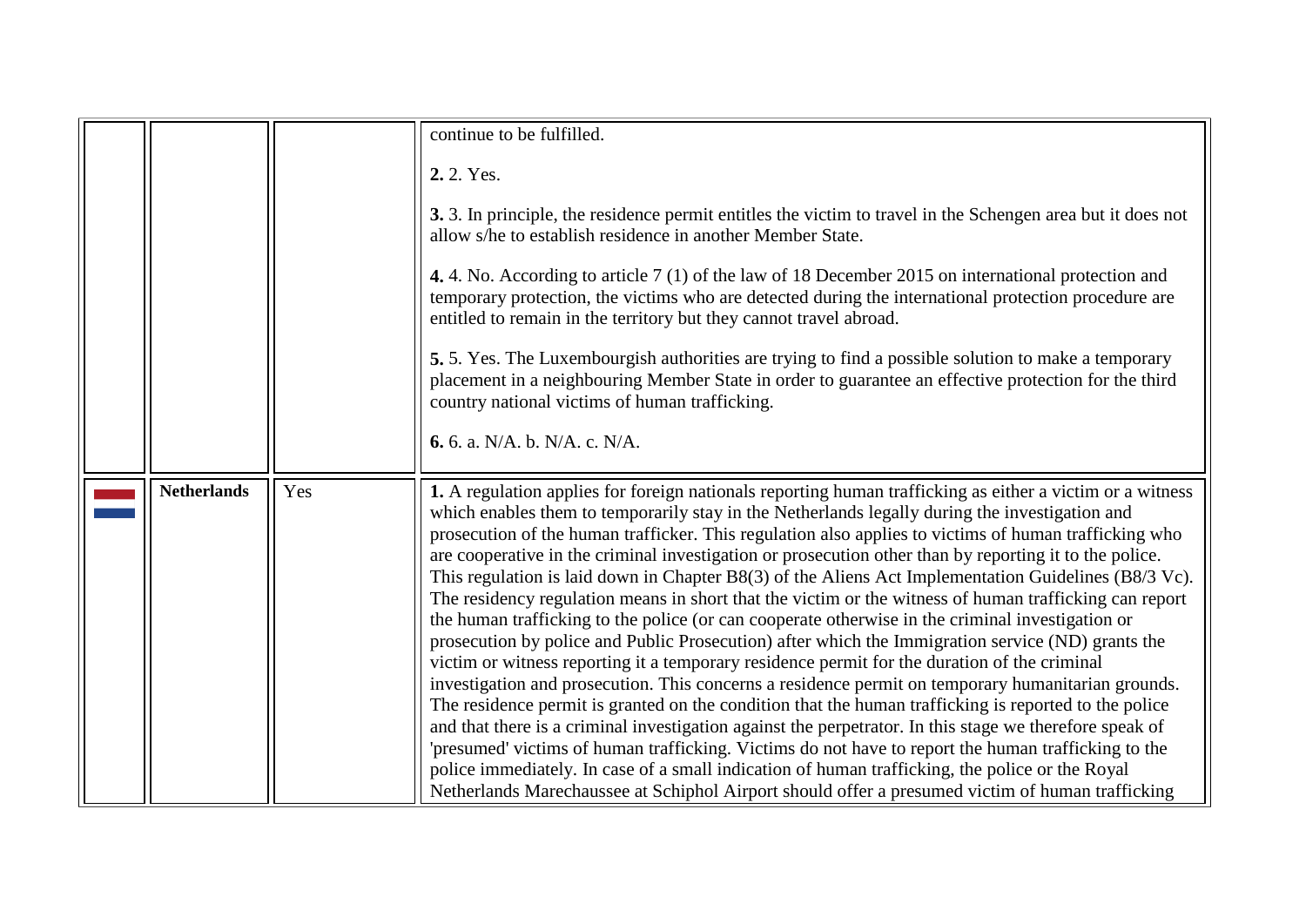| | | | |
|---|---|---|---|
| | | | continue to be fulfilled.<br><br>**2.** 2. Yes.<br><br>**3.** 3. In principle, the residence permit entitles the victim to travel in the Schengen area but it does not allow s/he to establish residence in another Member State.<br><br>**4.** 4. No. According to article 7 (1) of the law of 18 December 2015 on international protection and temporary protection, the victims who are detected during the international protection procedure are entitled to remain in the territory but they cannot travel abroad.<br><br>**5.** 5. Yes. The Luxembourgish authorities are trying to find a possible solution to make a temporary placement in a neighbouring Member State in order to guarantee an effective protection for the third country national victims of human trafficking.<br><br>**6.** 6. a. N/A. b. N/A. c. N/A. |
| | **Netherlands** | Yes | **1.** A regulation applies for foreign nationals reporting human trafficking as either a victim or a witness which enables them to temporarily stay in the Netherlands legally during the investigation and prosecution of the human trafficker. This regulation also applies to victims of human trafficking who are cooperative in the criminal investigation or prosecution other than by reporting it to the police. This regulation is laid down in Chapter B8(3) of the Aliens Act Implementation Guidelines (B8/3 Vc). The residency regulation means in short that the victim or the witness of human trafficking can report the human trafficking to the police (or can cooperate otherwise in the criminal investigation or prosecution by police and Public Prosecution) after which the Immigration service (ND) grants the victim or witness reporting it a temporary residence permit for the duration of the criminal investigation and prosecution. This concerns a residence permit on temporary humanitarian grounds. The residence permit is granted on the condition that the human trafficking is reported to the police and that there is a criminal investigation against the perpetrator. In this stage we therefore speak of 'presumed' victims of human trafficking. Victims do not have to report the human trafficking to the police immediately. In case of a small indication of human trafficking, the police or the Royal Netherlands Marechaussee at Schiphol Airport should offer a presumed victim of human trafficking |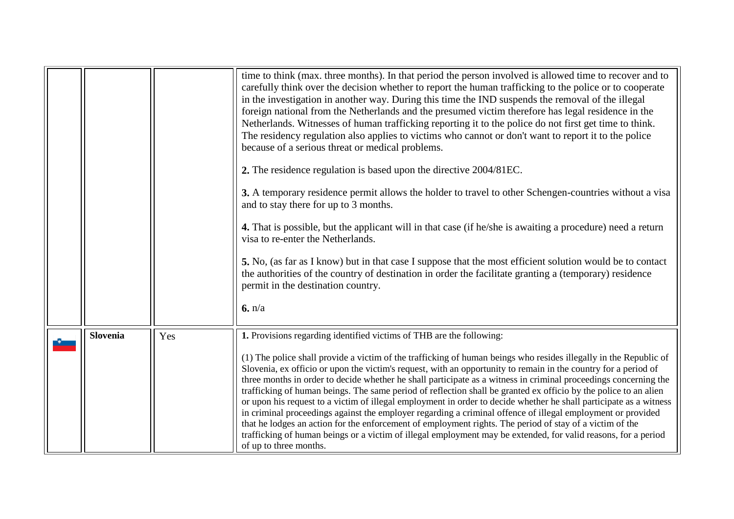| | | | |
|---|---|---|---|
| | | | time to think (max. three months). In that period the person involved is allowed time to recover and to carefully think over the decision whether to report the human trafficking to the police or to cooperate in the investigation in another way. During this time the IND suspends the removal of the illegal foreign national from the Netherlands and the presumed victim therefore has legal residence in the Netherlands. Witnesses of human trafficking reporting it to the police do not first get time to think. The residency regulation also applies to victims who cannot or don't want to report it to the police because of a serious threat or medical problems.<br><br>**2.** The residence regulation is based upon the directive 2004/81EC.<br><br>**3.** A temporary residence permit allows the holder to travel to other Schengen-countries without a visa and to stay there for up to 3 months.<br><br>**4.** That is possible, but the applicant will in that case (if he/she is awaiting a procedure) need a return visa to re-enter the Netherlands.<br><br>**5.** No, (as far as I know) but in that case I suppose that the most efficient solution would be to contact the authorities of the country of destination in order the facilitate granting a (temporary) residence permit in the destination country.<br><br>**6.** n/a |
| | **Slovenia** | Yes | **1.** Provisions regarding identified victims of THB are the following:<br><br>(1) The police shall provide a victim of the trafficking of human beings who resides illegally in the Republic of Slovenia, ex officio or upon the victim's request, with an opportunity to remain in the country for a period of three months in order to decide whether he shall participate as a witness in criminal proceedings concerning the trafficking of human beings. The same period of reflection shall be granted ex officio by the police to an alien or upon his request to a victim of illegal employment in order to decide whether he shall participate as a witness in criminal proceedings against the employer regarding a criminal offence of illegal employment or provided that he lodges an action for the enforcement of employment rights. The period of stay of a victim of the trafficking of human beings or a victim of illegal employment may be extended, for valid reasons, for a period of up to three months. |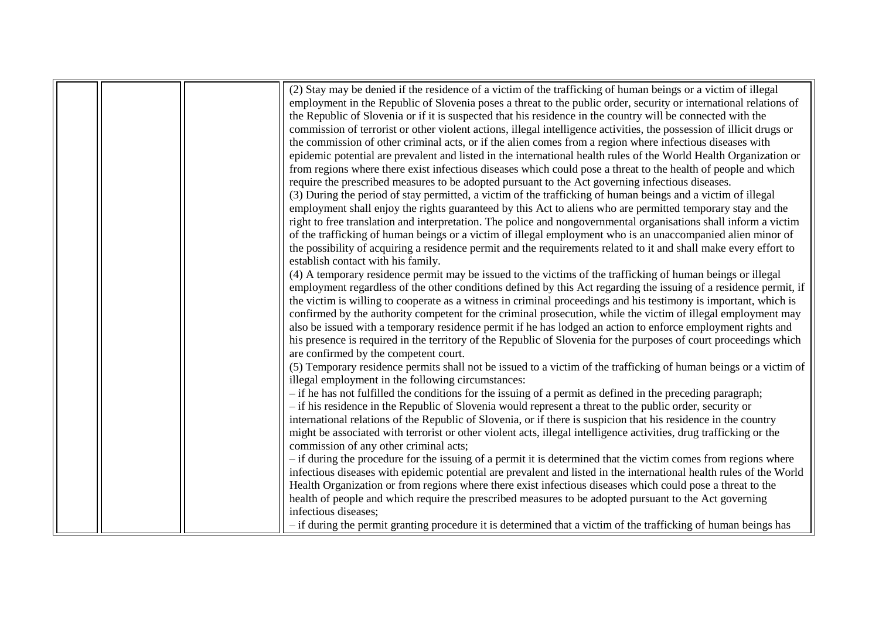| | | | |
|---|---|---|---|
| | | | (2) Stay may be denied if the residence of a victim of the trafficking of human beings or a victim of illegal employment in the Republic of Slovenia poses a threat to the public order, security or international relations of the Republic of Slovenia or if it is suspected that his residence in the country will be connected with the commission of terrorist or other violent actions, illegal intelligence activities, the possession of illicit drugs or the commission of other criminal acts, or if the alien comes from a region where infectious diseases with epidemic potential are prevalent and listed in the international health rules of the World Health Organization or from regions where there exist infectious diseases which could pose a threat to the health of people and which require the prescribed measures to be adopted pursuant to the Act governing infectious diseases.<br>(3) During the period of stay permitted, a victim of the trafficking of human beings and a victim of illegal employment shall enjoy the rights guaranteed by this Act to aliens who are permitted temporary stay and the right to free translation and interpretation. The police and nongovernmental organisations shall inform a victim of the trafficking of human beings or a victim of illegal employment who is an unaccompanied alien minor of the possibility of acquiring a residence permit and the requirements related to it and shall make every effort to establish contact with his family.<br>(4) A temporary residence permit may be issued to the victims of the trafficking of human beings or illegal employment regardless of the other conditions defined by this Act regarding the issuing of a residence permit, if the victim is willing to cooperate as a witness in criminal proceedings and his testimony is important, which is confirmed by the authority competent for the criminal prosecution, while the victim of illegal employment may also be issued with a temporary residence permit if he has lodged an action to enforce employment rights and his presence is required in the territory of the Republic of Slovenia for the purposes of court proceedings which are confirmed by the competent court.<br>(5) Temporary residence permits shall not be issued to a victim of the trafficking of human beings or a victim of illegal employment in the following circumstances:<br>– if he has not fulfilled the conditions for the issuing of a permit as defined in the preceding paragraph;<br>– if his residence in the Republic of Slovenia would represent a threat to the public order, security or international relations of the Republic of Slovenia, or if there is suspicion that his residence in the country might be associated with terrorist or other violent acts, illegal intelligence activities, drug trafficking or the commission of any other criminal acts;<br>– if during the procedure for the issuing of a permit it is determined that the victim comes from regions where infectious diseases with epidemic potential are prevalent and listed in the international health rules of the World Health Organization or from regions where there exist infectious diseases which could pose a threat to the health of people and which require the prescribed measures to be adopted pursuant to the Act governing infectious diseases;<br>– if during the permit granting procedure it is determined that a victim of the trafficking of human beings has |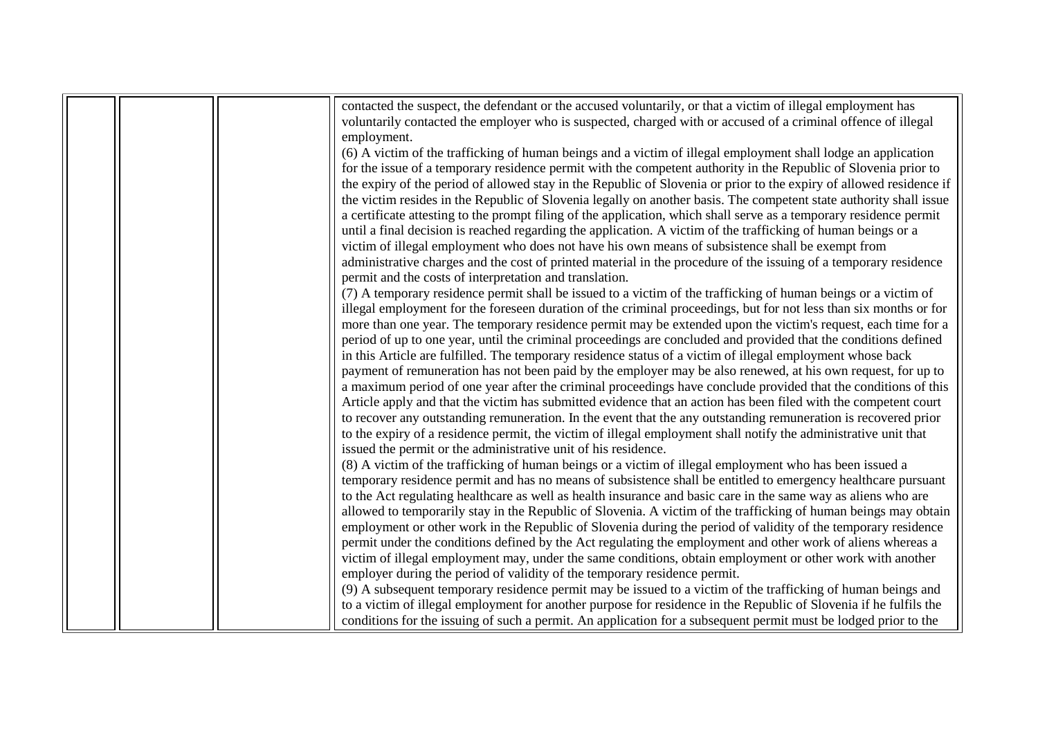contacted the suspect, the defendant or the accused voluntarily, or that a victim of illegal employment has voluntarily contacted the employer who is suspected, charged with or accused of a criminal offence of illegal employment.

(6) A victim of the trafficking of human beings and a victim of illegal employment shall lodge an application for the issue of a temporary residence permit with the competent authority in the Republic of Slovenia prior to the expiry of the period of allowed stay in the Republic of Slovenia or prior to the expiry of allowed residence if the victim resides in the Republic of Slovenia legally on another basis. The competent state authority shall issue a certificate attesting to the prompt filing of the application, which shall serve as a temporary residence permit until a final decision is reached regarding the application. A victim of the trafficking of human beings or a victim of illegal employment who does not have his own means of subsistence shall be exempt from administrative charges and the cost of printed material in the procedure of the issuing of a temporary residence permit and the costs of interpretation and translation.

(7) A temporary residence permit shall be issued to a victim of the trafficking of human beings or a victim of illegal employment for the foreseen duration of the criminal proceedings, but for not less than six months or for more than one year. The temporary residence permit may be extended upon the victim's request, each time for a period of up to one year, until the criminal proceedings are concluded and provided that the conditions defined in this Article are fulfilled. The temporary residence status of a victim of illegal employment whose back payment of remuneration has not been paid by the employer may be also renewed, at his own request, for up to a maximum period of one year after the criminal proceedings have conclude provided that the conditions of this Article apply and that the victim has submitted evidence that an action has been filed with the competent court to recover any outstanding remuneration. In the event that the any outstanding remuneration is recovered prior to the expiry of a residence permit, the victim of illegal employment shall notify the administrative unit that issued the permit or the administrative unit of his residence.

(8) A victim of the trafficking of human beings or a victim of illegal employment who has been issued a temporary residence permit and has no means of subsistence shall be entitled to emergency healthcare pursuant to the Act regulating healthcare as well as health insurance and basic care in the same way as aliens who are allowed to temporarily stay in the Republic of Slovenia. A victim of the trafficking of human beings may obtain employment or other work in the Republic of Slovenia during the period of validity of the temporary residence permit under the conditions defined by the Act regulating the employment and other work of aliens whereas a victim of illegal employment may, under the same conditions, obtain employment or other work with another employer during the period of validity of the temporary residence permit.

(9) A subsequent temporary residence permit may be issued to a victim of the trafficking of human beings and to a victim of illegal employment for another purpose for residence in the Republic of Slovenia if he fulfils the conditions for the issuing of such a permit. An application for a subsequent permit must be lodged prior to the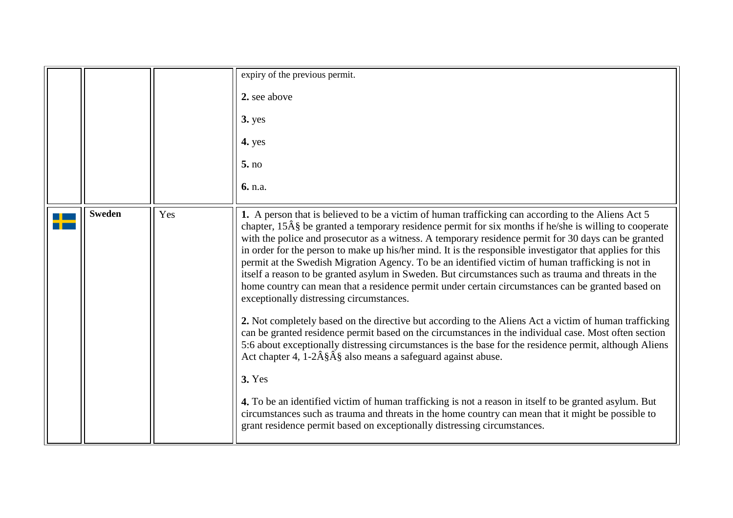| | | | |
|---|---|---|---|
| | | | expiry of the previous permit.<br><br>**2.** see above<br><br>**3.** yes<br><br>**4.** yes<br><br>**5.** no<br><br>**6.** n.a. |
| | **Sweden** | Yes | **1.** A person that is believed to be a victim of human trafficking can according to the Aliens Act 5 chapter, 15Â§ be granted a temporary residence permit for six months if he/she is willing to cooperate with the police and prosecutor as a witness. A temporary residence permit for 30 days can be granted in order for the person to make up his/her mind. It is the responsible investigator that applies for this permit at the Swedish Migration Agency. To be an identified victim of human trafficking is not in itself a reason to be granted asylum in Sweden. But circumstances such as trauma and threats in the home country can mean that a residence permit under certain circumstances can be granted based on exceptionally distressing circumstances.<br><br>**2.** Not completely based on the directive but according to the Aliens Act a victim of human trafficking can be granted residence permit based on the circumstances in the individual case. Most often section 5:6 about exceptionally distressing circumstances is the base for the residence permit, although Aliens Act chapter 4, 1-2Â§Â§ also means a safeguard against abuse.<br><br>**3.** Yes<br><br>**4.** To be an identified victim of human trafficking is not a reason in itself to be granted asylum. But circumstances such as trauma and threats in the home country can mean that it might be possible to grant residence permit based on exceptionally distressing circumstances. |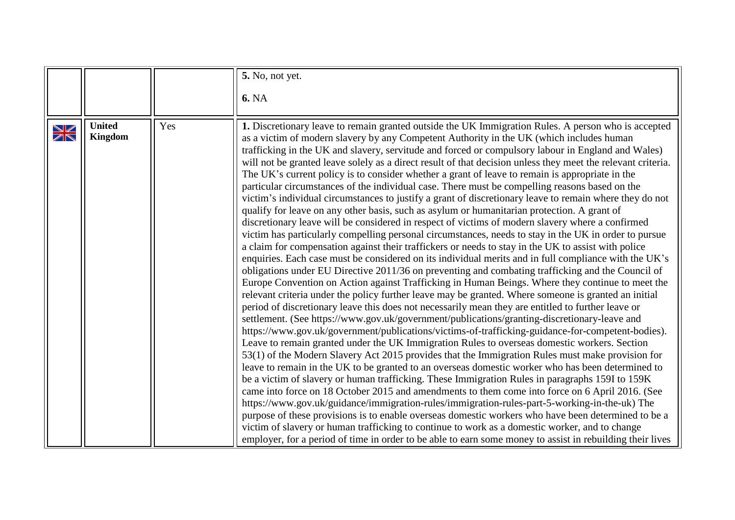|  |  |  |  |
|---|---|---|---|
|  |  |  | **5.** No, not yet.<br><br>**6.** NA |
|  | **United Kingdom** | Yes | **1.** Discretionary leave to remain granted outside the UK Immigration Rules. A person who is accepted as a victim of modern slavery by any Competent Authority in the UK (which includes human trafficking in the UK and slavery, servitude and forced or compulsory labour in England and Wales) will not be granted leave solely as a direct result of that decision unless they meet the relevant criteria. The UK's current policy is to consider whether a grant of leave to remain is appropriate in the particular circumstances of the individual case. There must be compelling reasons based on the victim's individual circumstances to justify a grant of discretionary leave to remain where they do not qualify for leave on any other basis, such as asylum or humanitarian protection. A grant of discretionary leave will be considered in respect of victims of modern slavery where a confirmed victim has particularly compelling personal circumstances, needs to stay in the UK in order to pursue a claim for compensation against their traffickers or needs to stay in the UK to assist with police enquiries. Each case must be considered on its individual merits and in full compliance with the UK's obligations under EU Directive 2011/36 on preventing and combating trafficking and the Council of Europe Convention on Action against Trafficking in Human Beings. Where they continue to meet the relevant criteria under the policy further leave may be granted. Where someone is granted an initial period of discretionary leave this does not necessarily mean they are entitled to further leave or settlement. (See https://www.gov.uk/government/publications/granting-discretionary-leave and https://www.gov.uk/government/publications/victims-of-trafficking-guidance-for-competent-bodies). Leave to remain granted under the UK Immigration Rules to overseas domestic workers. Section 53(1) of the Modern Slavery Act 2015 provides that the Immigration Rules must make provision for leave to remain in the UK to be granted to an overseas domestic worker who has been determined to be a victim of slavery or human trafficking. These Immigration Rules in paragraphs 159I to 159K came into force on 18 October 2015 and amendments to them come into force on 6 April 2016. (See https://www.gov.uk/guidance/immigration-rules/immigration-rules-part-5-working-in-the-uk) The purpose of these provisions is to enable overseas domestic workers who have been determined to be a victim of slavery or human trafficking to continue to work as a domestic worker, and to change employer, for a period of time in order to be able to earn some money to assist in rebuilding their lives |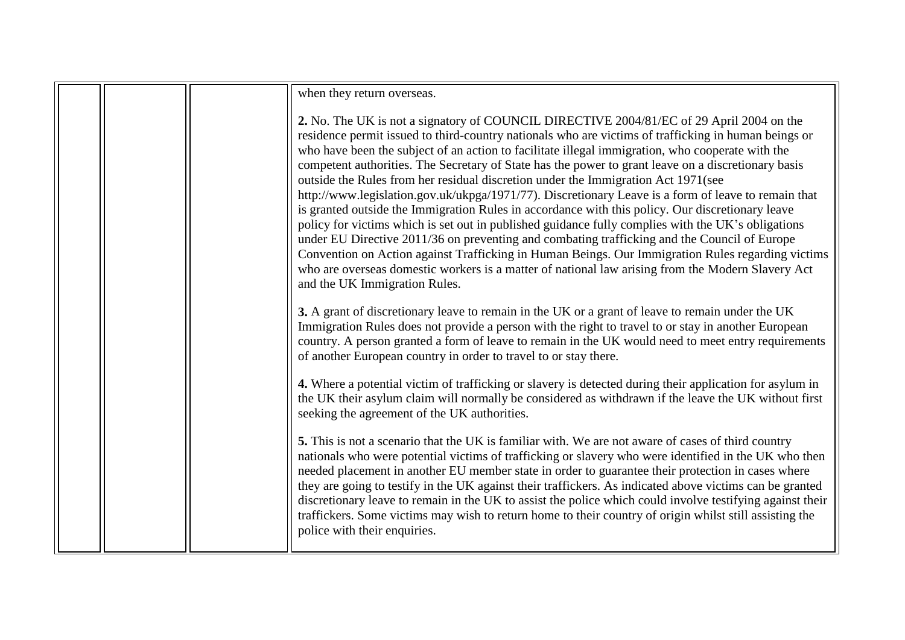| | | | when they return overseas.<br><br>**2.** No. The UK is not a signatory of COUNCIL DIRECTIVE 2004/81/EC of 29 April 2004 on the residence permit issued to third-country nationals who are victims of trafficking in human beings or who have been the subject of an action to facilitate illegal immigration, who cooperate with the competent authorities. The Secretary of State has the power to grant leave on a discretionary basis outside the Rules from her residual discretion under the Immigration Act 1971(see http://www.legislation.gov.uk/ukpga/1971/77). Discretionary Leave is a form of leave to remain that is granted outside the Immigration Rules in accordance with this policy. Our discretionary leave policy for victims which is set out in published guidance fully complies with the UK's obligations under EU Directive 2011/36 on preventing and combating trafficking and the Council of Europe Convention on Action against Trafficking in Human Beings. Our Immigration Rules regarding victims who are overseas domestic workers is a matter of national law arising from the Modern Slavery Act and the UK Immigration Rules.<br><br>**3.** A grant of discretionary leave to remain in the UK or a grant of leave to remain under the UK Immigration Rules does not provide a person with the right to travel to or stay in another European country. A person granted a form of leave to remain in the UK would need to meet entry requirements of another European country in order to travel to or stay there.<br><br>**4.** Where a potential victim of trafficking or slavery is detected during their application for asylum in the UK their asylum claim will normally be considered as withdrawn if the leave the UK without first seeking the agreement of the UK authorities.<br><br>**5.** This is not a scenario that the UK is familiar with. We are not aware of cases of third country nationals who were potential victims of trafficking or slavery who were identified in the UK who then needed placement in another EU member state in order to guarantee their protection in cases where they are going to testify in the UK against their traffickers. As indicated above victims can be granted discretionary leave to remain in the UK to assist the police which could involve testifying against their traffickers. Some victims may wish to return home to their country of origin whilst still assisting the police with their enquiries. |
|---|---|---|---|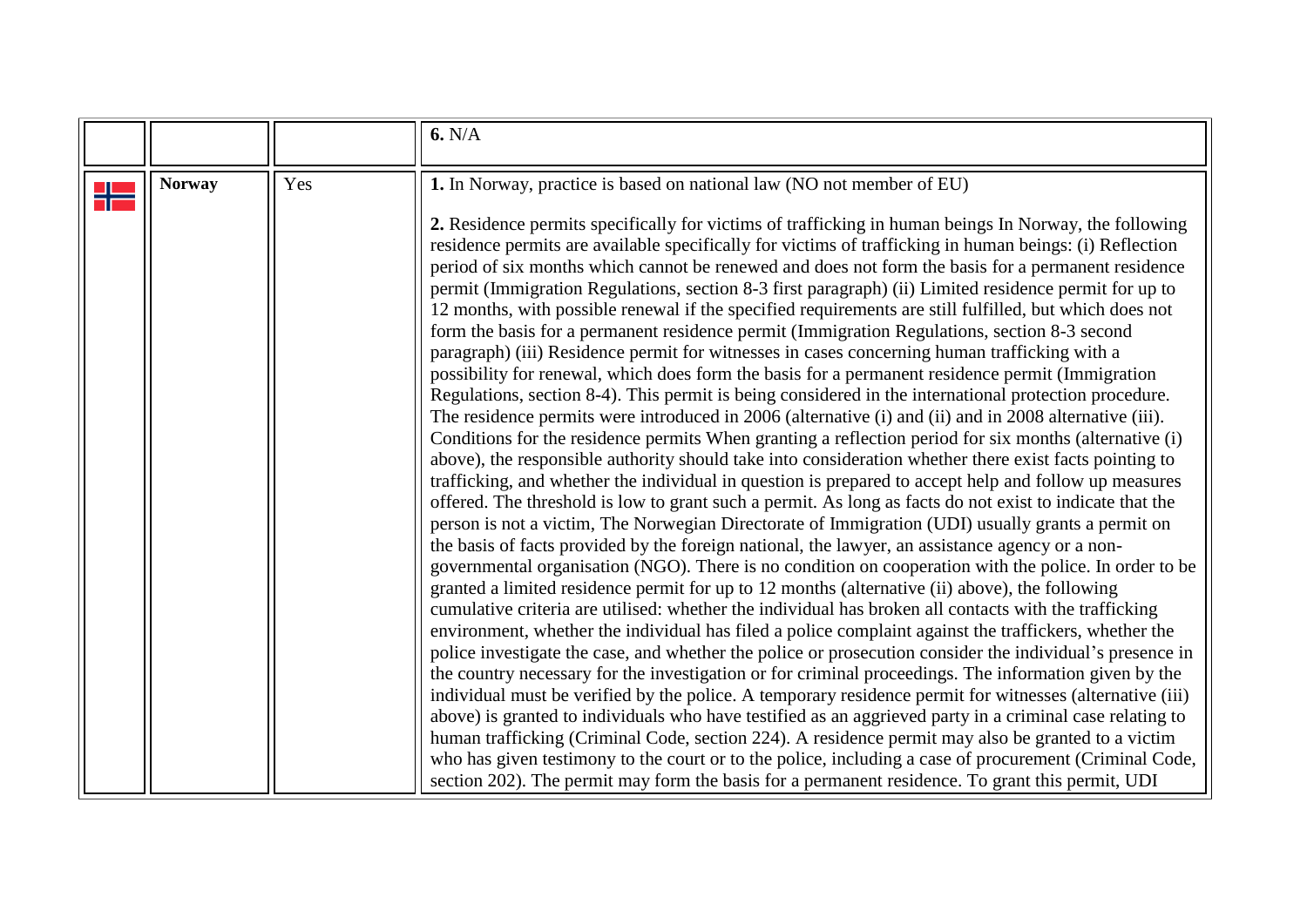|  |  |  |  |
|---|---|---|---|
|  |  |  | **6.** N/A |
|  | **Norway** | Yes | **1.** In Norway, practice is based on national law (NO not member of EU)<br><br>**2.** Residence permits specifically for victims of trafficking in human beings In Norway, the following residence permits are available specifically for victims of trafficking in human beings: (i) Reflection period of six months which cannot be renewed and does not form the basis for a permanent residence permit (Immigration Regulations, section 8-3 first paragraph) (ii) Limited residence permit for up to 12 months, with possible renewal if the specified requirements are still fulfilled, but which does not form the basis for a permanent residence permit (Immigration Regulations, section 8-3 second paragraph) (iii) Residence permit for witnesses in cases concerning human trafficking with a possibility for renewal, which does form the basis for a permanent residence permit (Immigration Regulations, section 8-4). This permit is being considered in the international protection procedure. The residence permits were introduced in 2006 (alternative (i) and (ii) and in 2008 alternative (iii). Conditions for the residence permits When granting a reflection period for six months (alternative (i) above), the responsible authority should take into consideration whether there exist facts pointing to trafficking, and whether the individual in question is prepared to accept help and follow up measures offered. The threshold is low to grant such a permit. As long as facts do not exist to indicate that the person is not a victim, The Norwegian Directorate of Immigration (UDI) usually grants a permit on the basis of facts provided by the foreign national, the lawyer, an assistance agency or a non-governmental organisation (NGO). There is no condition on cooperation with the police. In order to be granted a limited residence permit for up to 12 months (alternative (ii) above), the following cumulative criteria are utilised: whether the individual has broken all contacts with the trafficking environment, whether the individual has filed a police complaint against the traffickers, whether the police investigate the case, and whether the police or prosecution consider the individual's presence in the country necessary for the investigation or for criminal proceedings. The information given by the individual must be verified by the police. A temporary residence permit for witnesses (alternative (iii) above) is granted to individuals who have testified as an aggrieved party in a criminal case relating to human trafficking (Criminal Code, section 224). A residence permit may also be granted to a victim who has given testimony to the court or to the police, including a case of procurement (Criminal Code, section 202). The permit may form the basis for a permanent residence. To grant this permit, UDI |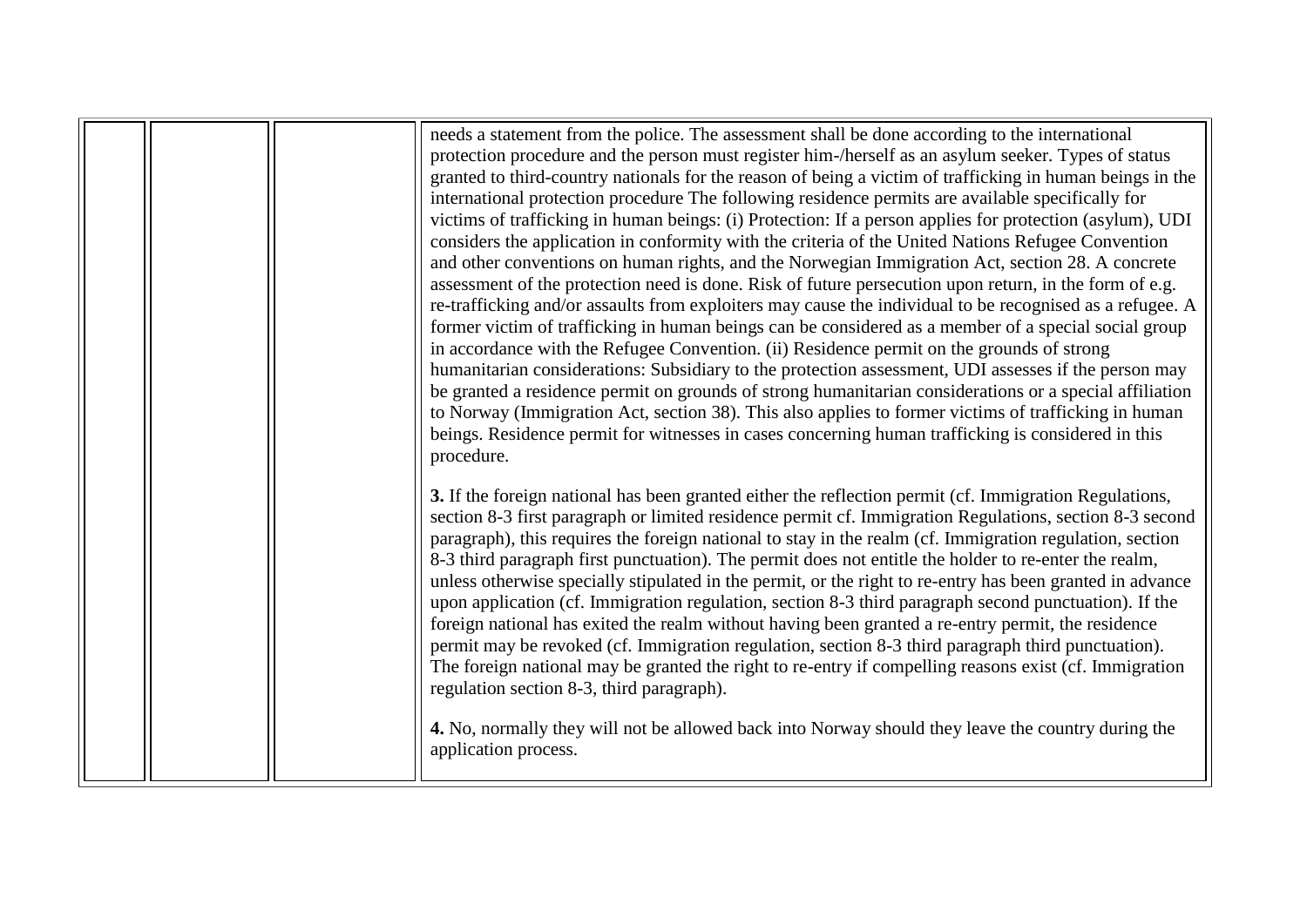|  |  |  | needs a statement from the police. The assessment shall be done according to the international protection procedure and the person must register him-/herself as an asylum seeker. Types of status granted to third-country nationals for the reason of being a victim of trafficking in human beings in the international protection procedure The following residence permits are available specifically for victims of trafficking in human beings: (i) Protection: If a person applies for protection (asylum), UDI considers the application in conformity with the criteria of the United Nations Refugee Convention and other conventions on human rights, and the Norwegian Immigration Act, section 28. A concrete assessment of the protection need is done. Risk of future persecution upon return, in the form of e.g. re-trafficking and/or assaults from exploiters may cause the individual to be recognised as a refugee. A former victim of trafficking in human beings can be considered as a member of a special social group in accordance with the Refugee Convention. (ii) Residence permit on the grounds of strong humanitarian considerations: Subsidiary to the protection assessment, UDI assesses if the person may be granted a residence permit on grounds of strong humanitarian considerations or a special affiliation to Norway (Immigration Act, section 38). This also applies to former victims of trafficking in human beings. Residence permit for witnesses in cases concerning human trafficking is considered in this procedure.<br><br>**3.** If the foreign national has been granted either the reflection permit (cf. Immigration Regulations, section 8-3 first paragraph or limited residence permit cf. Immigration Regulations, section 8-3 second paragraph), this requires the foreign national to stay in the realm (cf. Immigration regulation, section 8-3 third paragraph first punctuation). The permit does not entitle the holder to re-enter the realm, unless otherwise specially stipulated in the permit, or the right to re-entry has been granted in advance upon application (cf. Immigration regulation, section 8-3 third paragraph second punctuation). If the foreign national has exited the realm without having been granted a re-entry permit, the residence permit may be revoked (cf. Immigration regulation, section 8-3 third paragraph third punctuation). The foreign national may be granted the right to re-entry if compelling reasons exist (cf. Immigration regulation section 8-3, third paragraph).<br><br>**4.** No, normally they will not be allowed back into Norway should they leave the country during the application process. |
|---|---|---|---|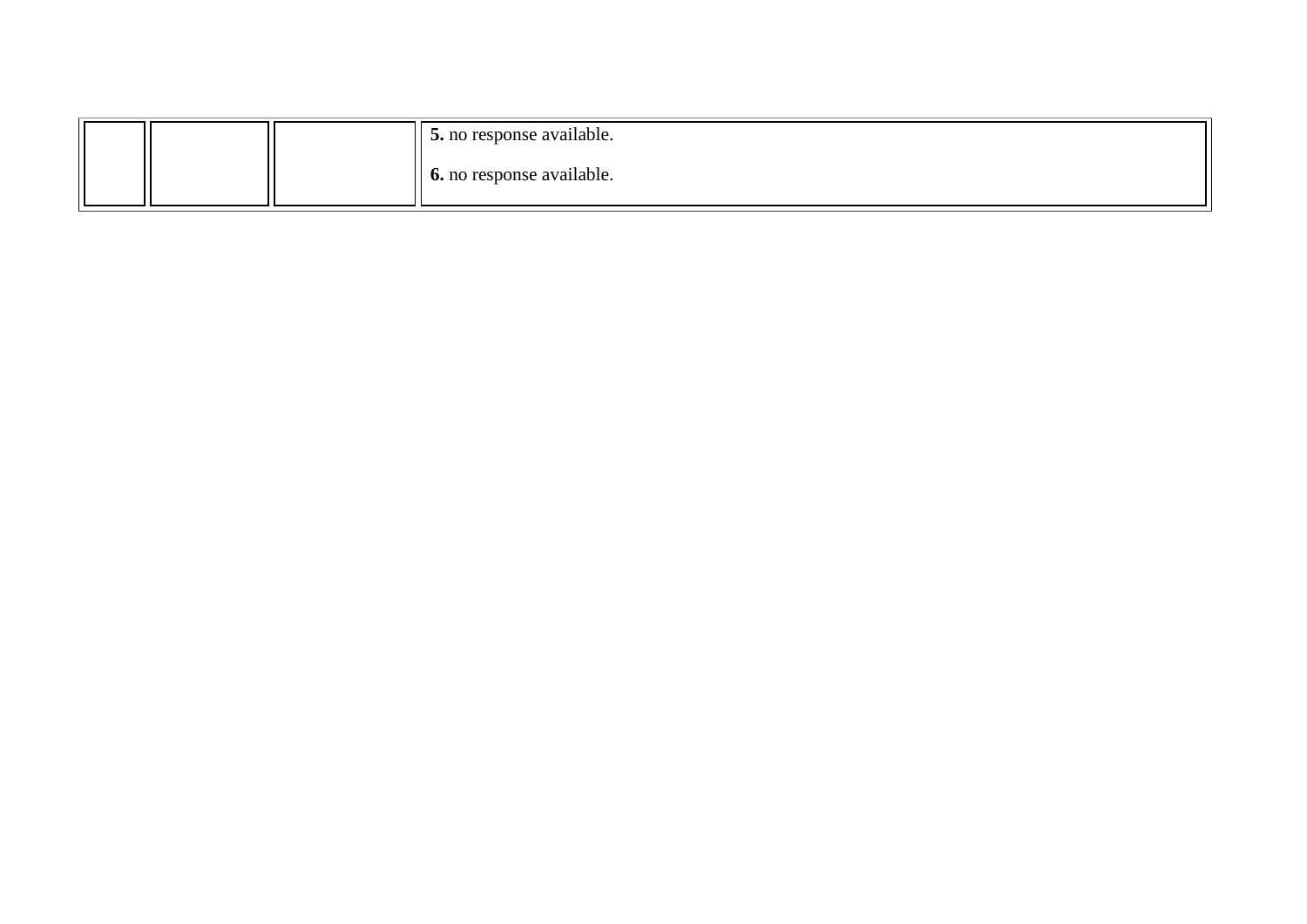| | | | |
|---|---|---|---|
| | | | **5.** no response available.<br><br>**6.** no response available. |